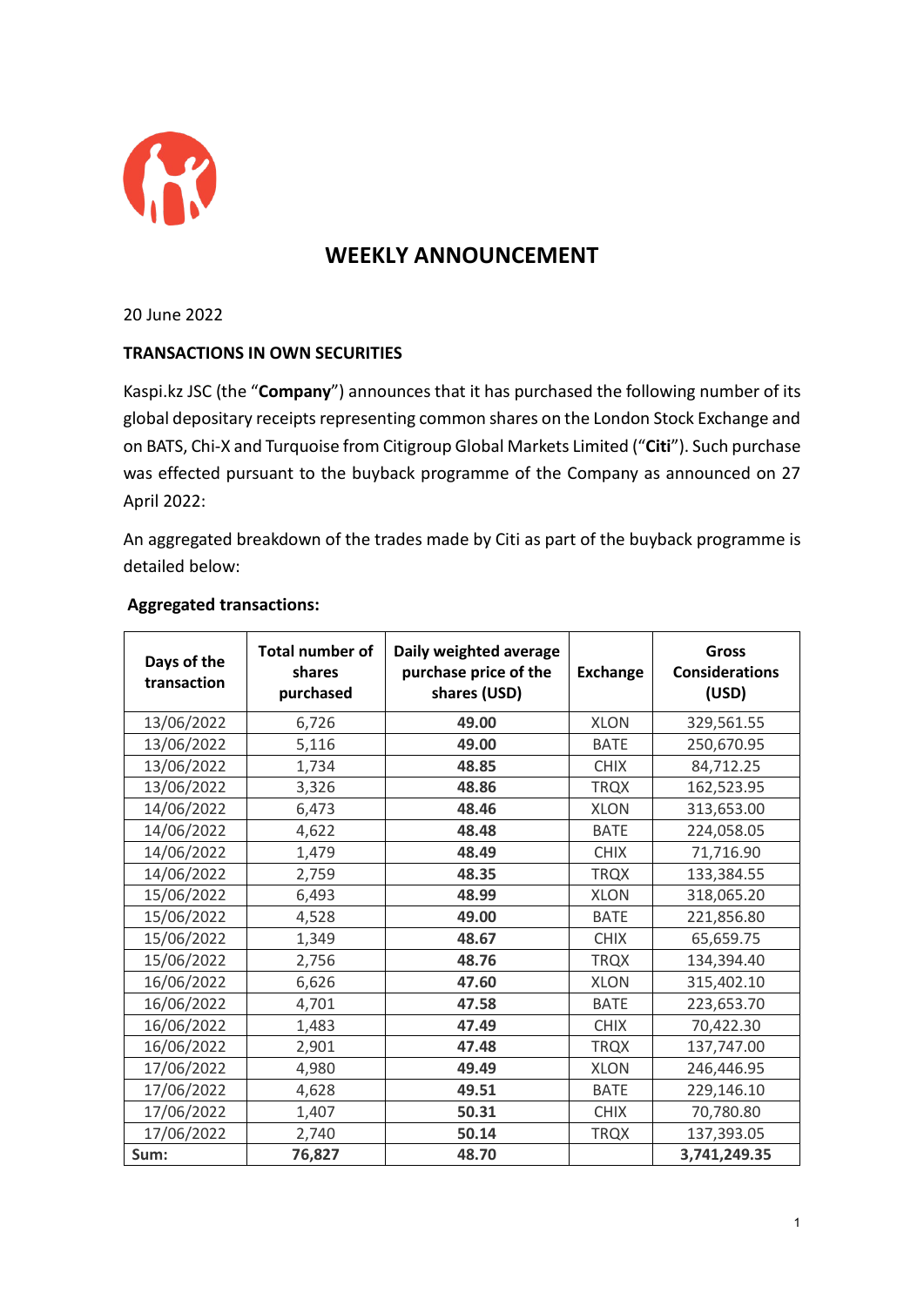# WEEKLY ANNOUNCEMENT

20 June 2022

**TRANSACTIONS IN OWN SECURITIES**

Kaspi.kz JSC (the "**Company**") announces that it has purchased the following number of its global depositary receipts representing common shares on the London Stock Exchange and on BATS, Chi-X and Turquoise from Citigroup Global Markets Limited ("**Citi**"). Such purchase was effected pursuant to the buyback programme of the Company as announced on 27 April 2022:

An aggregated breakdown of the trades made by Citi as part of the buyback programme is detailed below:

**Aggregated transactions:**

| Days of the transaction | Total number of shares purchased | Daily weighted average purchase price of the shares (USD) | Exchange | Gross Considerations (USD) |
|---|---|---|---|---|
| 13/06/2022 | 6,726 | **49.00** | XLON | 329,561.55 |
| 13/06/2022 | 5,116 | **49.00** | BATE | 250,670.95 |
| 13/06/2022 | 1,734 | **48.85** | CHIX | 84,712.25 |
| 13/06/2022 | 3,326 | **48.86** | TRQX | 162,523.95 |
| 14/06/2022 | 6,473 | **48.46** | XLON | 313,653.00 |
| 14/06/2022 | 4,622 | **48.48** | BATE | 224,058.05 |
| 14/06/2022 | 1,479 | **48.49** | CHIX | 71,716.90 |
| 14/06/2022 | 2,759 | **48.35** | TRQX | 133,384.55 |
| 15/06/2022 | 6,493 | **48.99** | XLON | 318,065.20 |
| 15/06/2022 | 4,528 | **49.00** | BATE | 221,856.80 |
| 15/06/2022 | 1,349 | **48.67** | CHIX | 65,659.75 |
| 15/06/2022 | 2,756 | **48.76** | TRQX | 134,394.40 |
| 16/06/2022 | 6,626 | **47.60** | XLON | 315,402.10 |
| 16/06/2022 | 4,701 | **47.58** | BATE | 223,653.70 |
| 16/06/2022 | 1,483 | **47.49** | CHIX | 70,422.30 |
| 16/06/2022 | 2,901 | **47.48** | TRQX | 137,747.00 |
| 17/06/2022 | 4,980 | **49.49** | XLON | 246,446.95 |
| 17/06/2022 | 4,628 | **49.51** | BATE | 229,146.10 |
| 17/06/2022 | 1,407 | **50.31** | CHIX | 70,780.80 |
| 17/06/2022 | 2,740 | **50.14** | TRQX | 137,393.05 |
| **Sum:** | **76,827** | **48.70** | | **3,741,249.35** |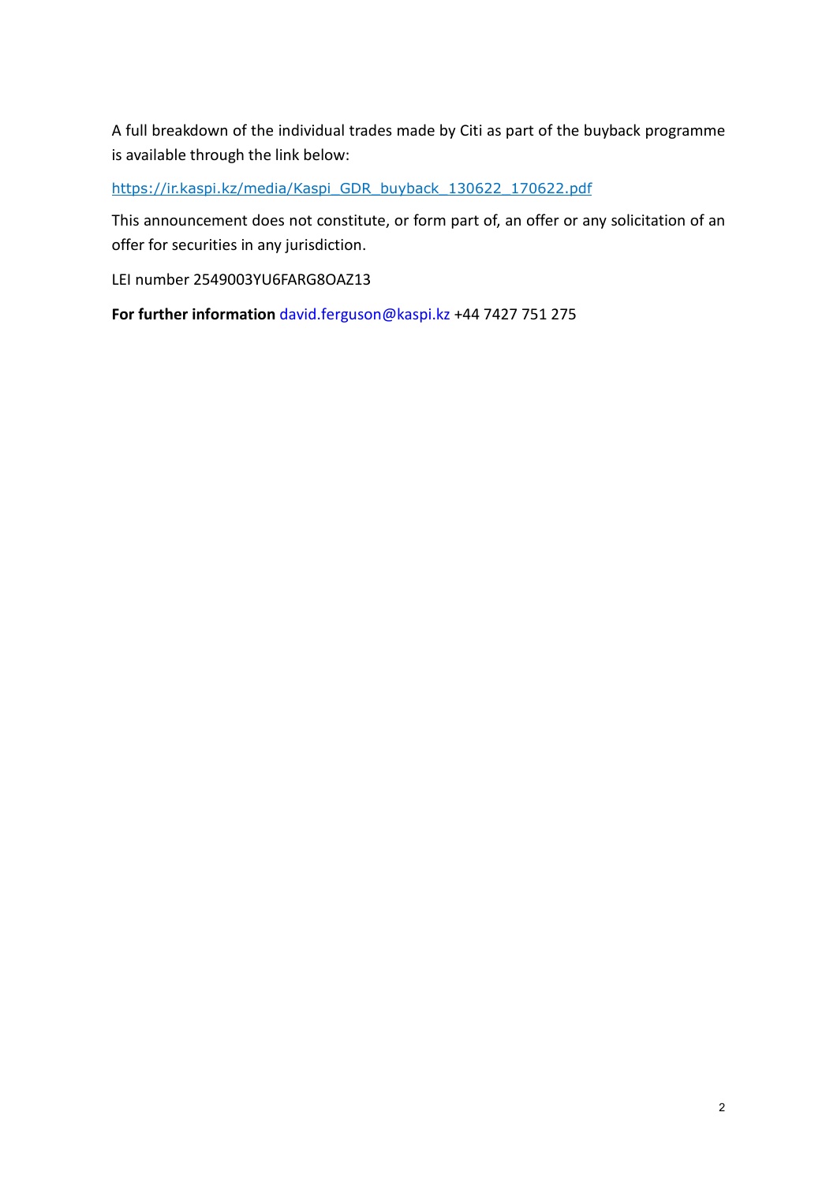A full breakdown of the individual trades made by Citi as part of the buyback programme is available through the link below:

https://ir.kaspi.kz/media/Kaspi_GDR_buyback_130622_170622.pdf

This announcement does not constitute, or form part of, an offer or any solicitation of an offer for securities in any jurisdiction.

LEI number 2549003YU6FARG8OAZ13

**For further information** david.ferguson@kaspi.kz +44 7427 751 275